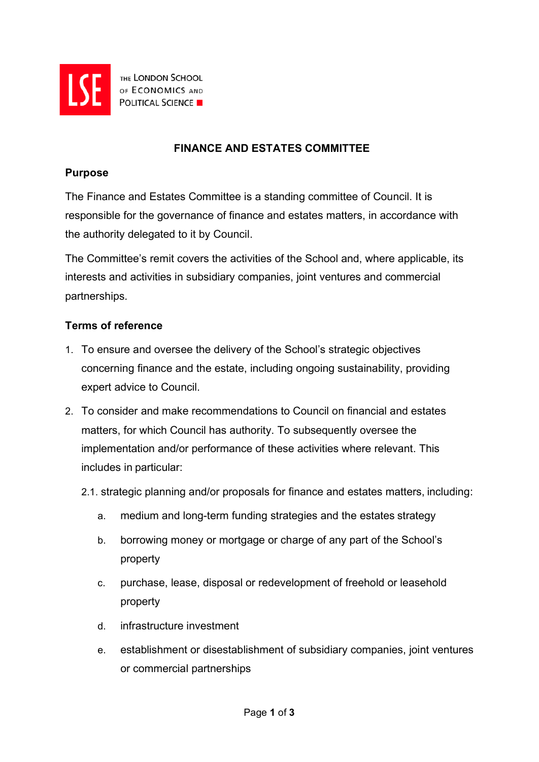THE LONDON SCHOOL OF ECONOMICS AND POLITICAL SCIENCE

# FINANCE AND ESTATES COMMITTEE

## Purpose

The Finance and Estates Committee is a standing committee of Council. It is responsible for the governance of finance and estates matters, in accordance with the authority delegated to it by Council.

The Committee's remit covers the activities of the School and, where applicable, its interests and activities in subsidiary companies, joint ventures and commercial partnerships.

## Terms of reference

1. To ensure and oversee the delivery of the School's strategic objectives concerning finance and the estate, including ongoing sustainability, providing expert advice to Council.
2. To consider and make recommendations to Council on financial and estates matters, for which Council has authority. To subsequently oversee the implementation and/or performance of these activities where relevant. This includes in particular:

   2.1. strategic planning and/or proposals for finance and estates matters, including:

   a. medium and long-term funding strategies and the estates strategy

   b. borrowing money or mortgage or charge of any part of the School's property

   c. purchase, lease, disposal or redevelopment of freehold or leasehold property

   d. infrastructure investment

   e. establishment or disestablishment of subsidiary companies, joint ventures or commercial partnerships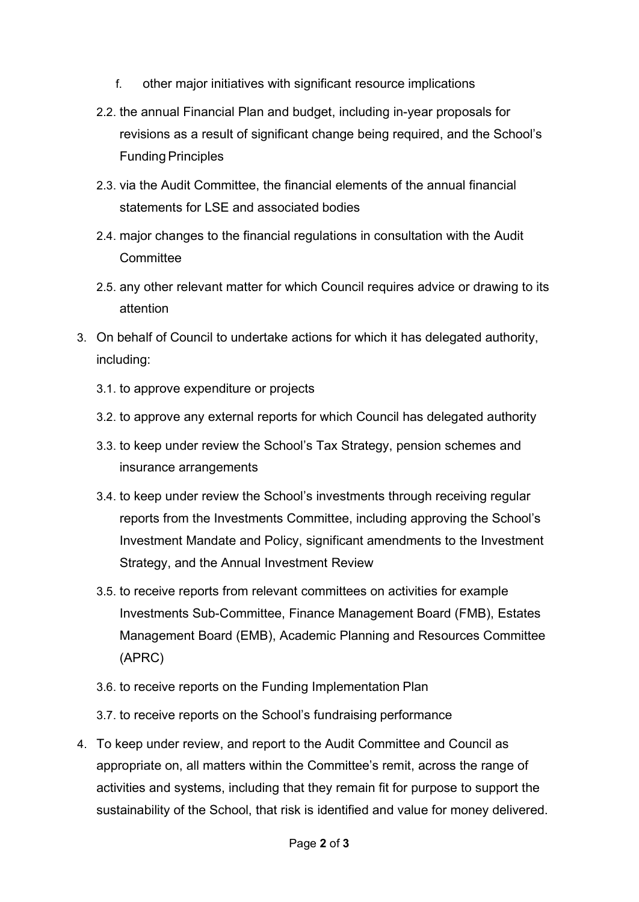f. other major initiatives with significant resource implications

2.2. the annual Financial Plan and budget, including in-year proposals for revisions as a result of significant change being required, and the School's Funding Principles

2.3. via the Audit Committee, the financial elements of the annual financial statements for LSE and associated bodies

2.4. major changes to the financial regulations in consultation with the Audit Committee

2.5. any other relevant matter for which Council requires advice or drawing to its attention

3. On behalf of Council to undertake actions for which it has delegated authority, including:

   3.1. to approve expenditure or projects

   3.2. to approve any external reports for which Council has delegated authority

   3.3. to keep under review the School's Tax Strategy, pension schemes and insurance arrangements

   3.4. to keep under review the School's investments through receiving regular reports from the Investments Committee, including approving the School's Investment Mandate and Policy, significant amendments to the Investment Strategy, and the Annual Investment Review

   3.5. to receive reports from relevant committees on activities for example Investments Sub-Committee, Finance Management Board (FMB), Estates Management Board (EMB), Academic Planning and Resources Committee (APRC)

   3.6. to receive reports on the Funding Implementation Plan

   3.7. to receive reports on the School's fundraising performance

4. To keep under review, and report to the Audit Committee and Council as appropriate on, all matters within the Committee's remit, across the range of activities and systems, including that they remain fit for purpose to support the sustainability of the School, that risk is identified and value for money delivered.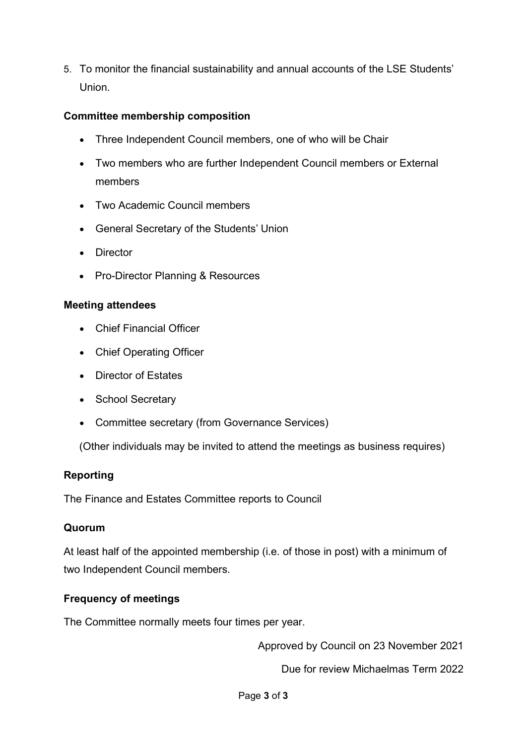5. To monitor the financial sustainability and annual accounts of the LSE Students' Union.

**Committee membership composition**

- Three Independent Council members, one of who will be Chair
- Two members who are further Independent Council members or External members
- Two Academic Council members
- General Secretary of the Students' Union
- Director
- Pro-Director Planning & Resources

**Meeting attendees**

- Chief Financial Officer
- Chief Operating Officer
- Director of Estates
- School Secretary
- Committee secretary (from Governance Services)

(Other individuals may be invited to attend the meetings as business requires)

**Reporting**

The Finance and Estates Committee reports to Council

**Quorum**

At least half of the appointed membership (i.e. of those in post) with a minimum of two Independent Council members.

**Frequency of meetings**

The Committee normally meets four times per year.

Approved by Council on 23 November 2021

Due for review Michaelmas Term 2022